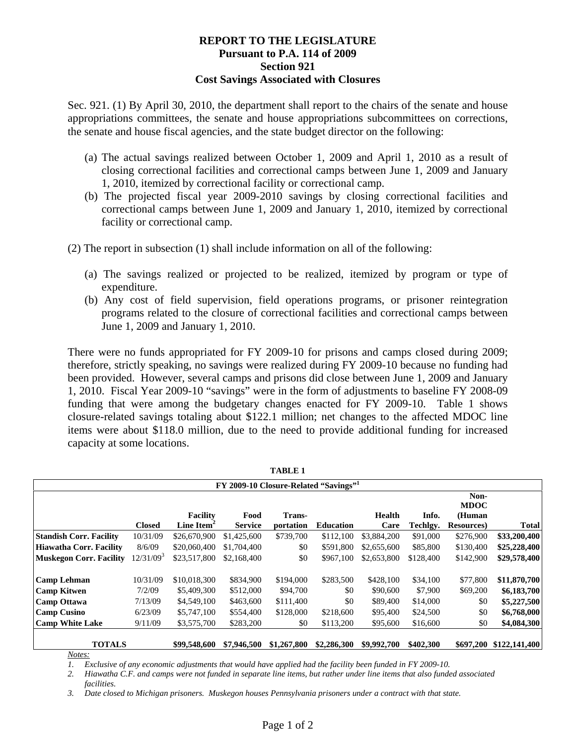**REPORT TO THE LEGISLATURE**
**Pursuant to P.A. 114 of 2009**
**Section 921**
**Cost Savings Associated with Closures**

Sec. 921. (1) By April 30, 2010, the department shall report to the chairs of the senate and house appropriations committees, the senate and house appropriations subcommittees on corrections, the senate and house fiscal agencies, and the state budget director on the following:

(a) The actual savings realized between October 1, 2009 and April 1, 2010 as a result of closing correctional facilities and correctional camps between June 1, 2009 and January 1, 2010, itemized by correctional facility or correctional camp.

(b) The projected fiscal year 2009-2010 savings by closing correctional facilities and correctional camps between June 1, 2009 and January 1, 2010, itemized by correctional facility or correctional camp.

(2) The report in subsection (1) shall include information on all of the following:

(a) The savings realized or projected to be realized, itemized by program or type of expenditure.

(b) Any cost of field supervision, field operations programs, or prisoner reintegration programs related to the closure of correctional facilities and correctional camps between June 1, 2009 and January 1, 2010.

There were no funds appropriated for FY 2009-10 for prisons and camps closed during 2009; therefore, strictly speaking, no savings were realized during FY 2009-10 because no funding had been provided. However, several camps and prisons did close between June 1, 2009 and January 1, 2010. Fiscal Year 2009-10 "savings" were in the form of adjustments to baseline FY 2008-09 funding that were among the budgetary changes enacted for FY 2009-10. Table 1 shows closure-related savings totaling about $122.1 million; net changes to the affected MDOC line items were about $118.0 million, due to the need to provide additional funding for increased capacity at some locations.

**TABLE 1**

**FY 2009-10 Closure-Related "Savings"[1]**

| | Closed | Facility Line Item[2] | Food Service | Trans-portation | Education | Health Care | Info. Techlgy. | Non-MDOC (Human Resources) | Total |
|---|---|---|---|---|---|---|---|---|---|
| **Standish Corr. Facility** | 10/31/09 | $26,670,900 | $1,425,600 | $739,700 | $112,100 | $3,884,200 | $91,000 | $276,900 | **$33,200,400** |
| **Hiawatha Corr. Facility** | 8/6/09 | $20,060,400 | $1,704,400 | $0 | $591,800 | $2,655,600 | $85,800 | $130,400 | **$25,228,400** |
| **Muskegon Corr. Facility** | 12/31/09[3] | $23,517,800 | $2,168,400 | $0 | $967,100 | $2,653,800 | $128,400 | $142,900 | **$29,578,400** |
| **Camp Lehman** | 10/31/09 | $10,018,300 | $834,900 | $194,000 | $283,500 | $428,100 | $34,100 | $77,800 | **$11,870,700** |
| **Camp Kitwen** | 7/2/09 | $5,409,300 | $512,000 | $94,700 | $0 | $90,600 | $7,900 | $69,200 | **$6,183,700** |
| **Camp Ottawa** | 7/13/09 | $4,549,100 | $463,600 | $111,400 | $0 | $89,400 | $14,000 | $0 | **$5,227,500** |
| **Camp Cusino** | 6/23/09 | $5,747,100 | $554,400 | $128,000 | $218,600 | $95,400 | $24,500 | $0 | **$6,768,000** |
| **Camp White Lake** | 9/11/09 | $3,575,700 | $283,200 | $0 | $113,200 | $95,600 | $16,600 | $0 | **$4,084,300** |
| **TOTALS** | | **$99,548,600** | **$7,946,500** | **$1,267,800** | **$2,286,300** | **$9,992,700** | **$402,300** | **$697,200** | **$122,141,400** |

*Notes:*

1. *Exclusive of any economic adjustments that would have applied had the facility been funded in FY 2009-10.*
2. *Hiawatha C.F. and camps were not funded in separate line items, but rather under line items that also funded associated facilities.*
3. *Date closed to Michigan prisoners. Muskegon houses Pennsylvania prisoners under a contract with that state.*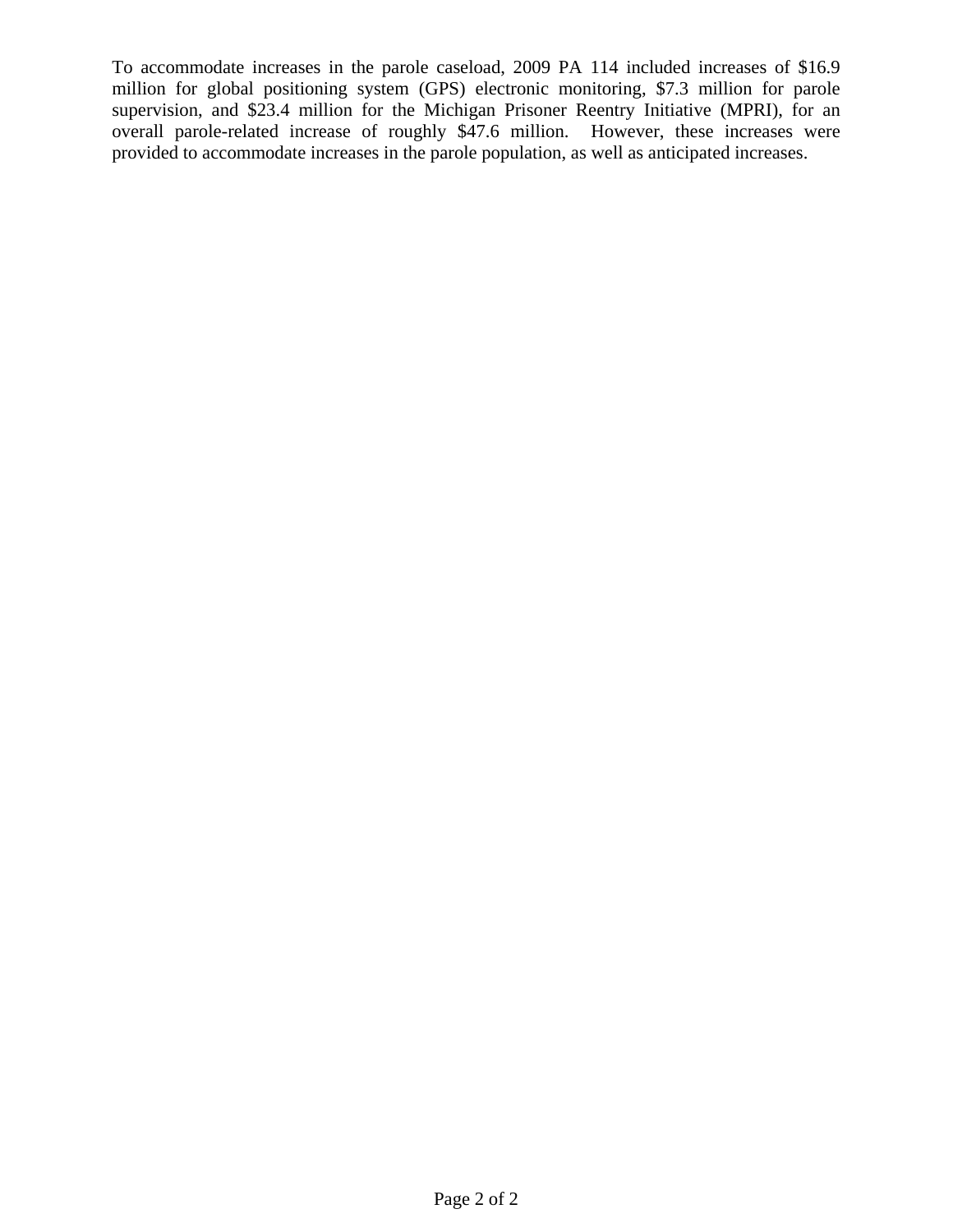To accommodate increases in the parole caseload, 2009 PA 114 included increases of $16.9 million for global positioning system (GPS) electronic monitoring, $7.3 million for parole supervision, and $23.4 million for the Michigan Prisoner Reentry Initiative (MPRI), for an overall parole-related increase of roughly $47.6 million. However, these increases were provided to accommodate increases in the parole population, as well as anticipated increases.